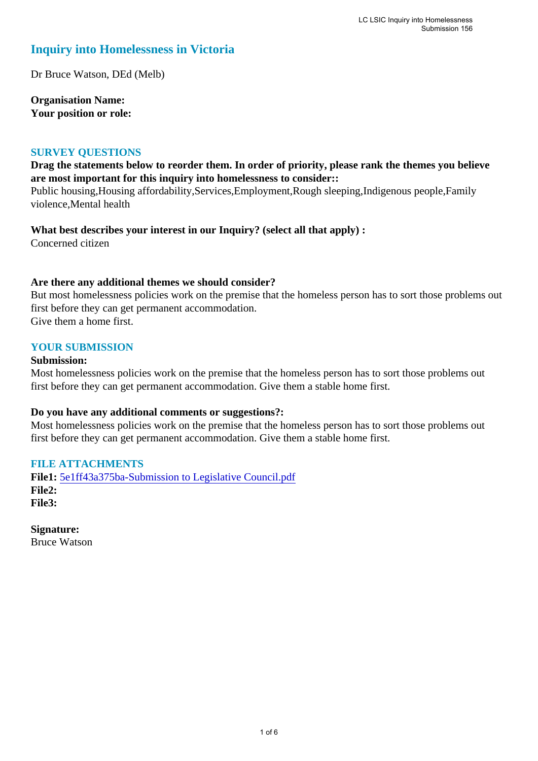# Inquiry into Homelessness in Victoria

Dr Bruce Watson, DEd (Melb)

**Organisation Name:**
**Your position or role:**

## SURVEY QUESTIONS

**Drag the statements below to reorder them. In order of priority, please rank the themes you believe are most important for this inquiry into homelessness to consider::**
Public housing,Housing affordability,Services,Employment,Rough sleeping,Indigenous people,Family violence,Mental health

**What best describes your interest in our Inquiry? (select all that apply) :**
Concerned citizen

**Are there any additional themes we should consider?**
But most homelessness policies work on the premise that the homeless person has to sort those problems out first before they can get permanent accommodation.
Give them a home first.

## YOUR SUBMISSION

**Submission:**
Most homelessness policies work on the premise that the homeless person has to sort those problems out first before they can get permanent accommodation. Give them a stable home first.

**Do you have any additional comments or suggestions?:**
Most homelessness policies work on the premise that the homeless person has to sort those problems out first before they can get permanent accommodation. Give them a stable home first.

## FILE ATTACHMENTS

**File1:** 5e1ff43a375ba-Submission to Legislative Council.pdf
**File2:**
**File3:**

**Signature:**
Bruce Watson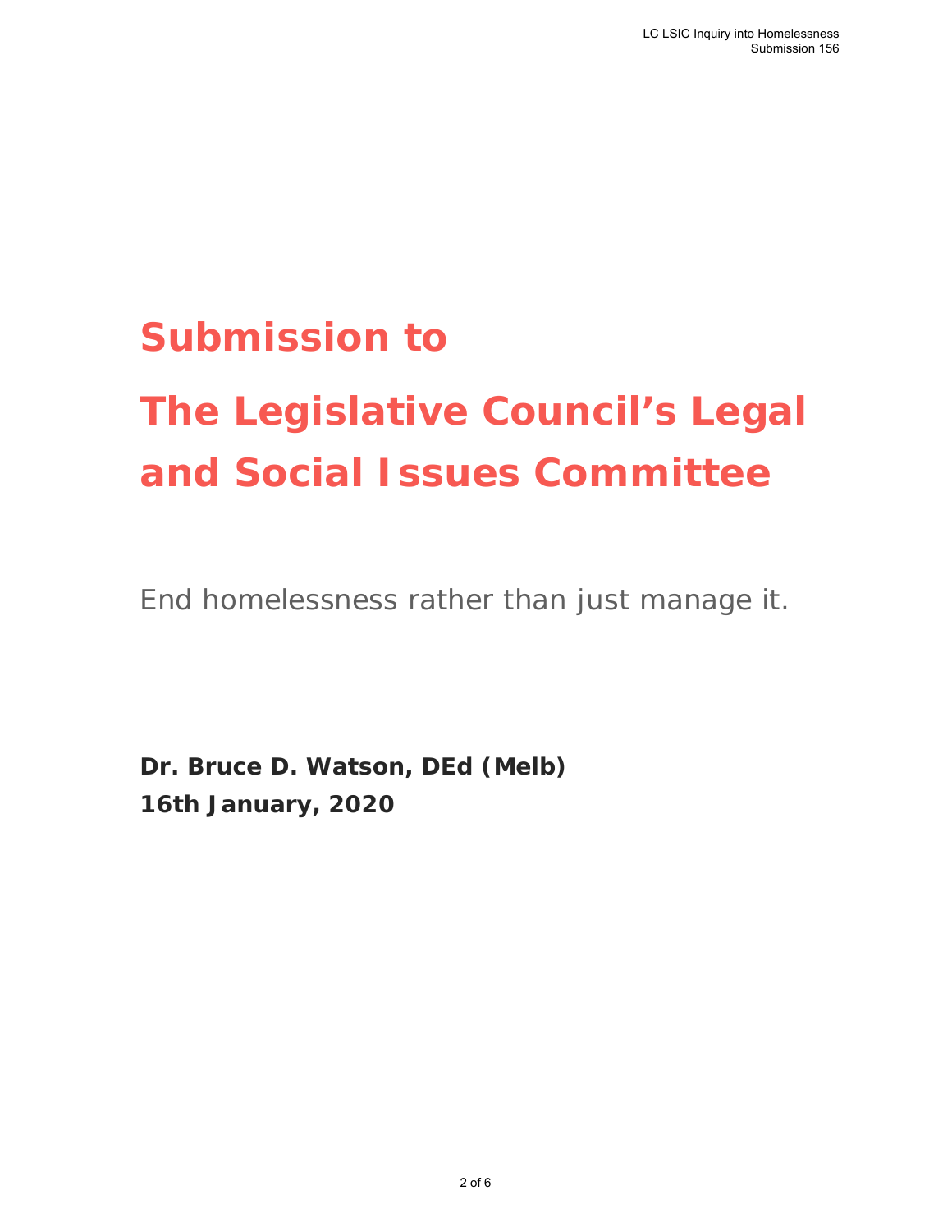# Submission to The Legislative Council's Legal and Social Issues Committee

End homelessness rather than just manage it.

**Dr. Bruce D. Watson, DEd (Melb)**
**16th January, 2020**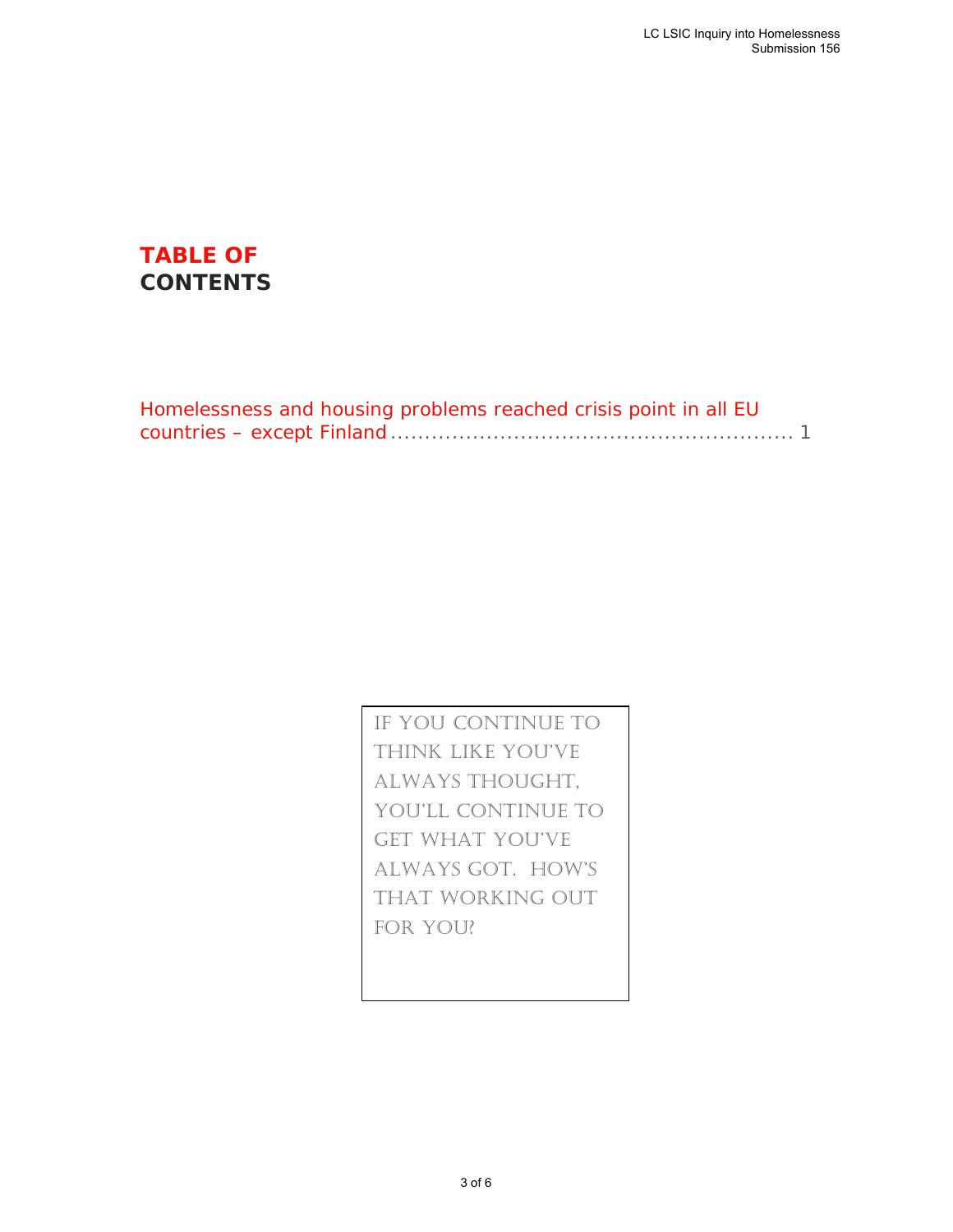# TABLE OF CONTENTS

Homelessness and housing problems reached crisis point in all EU countries – except Finland ........................................................ 1

IF YOU CONTINUE TO THINK LIKE YOU'VE ALWAYS THOUGHT, YOU'LL CONTINUE TO GET WHAT YOU'VE ALWAYS GOT. HOW'S THAT WORKING OUT FOR YOU?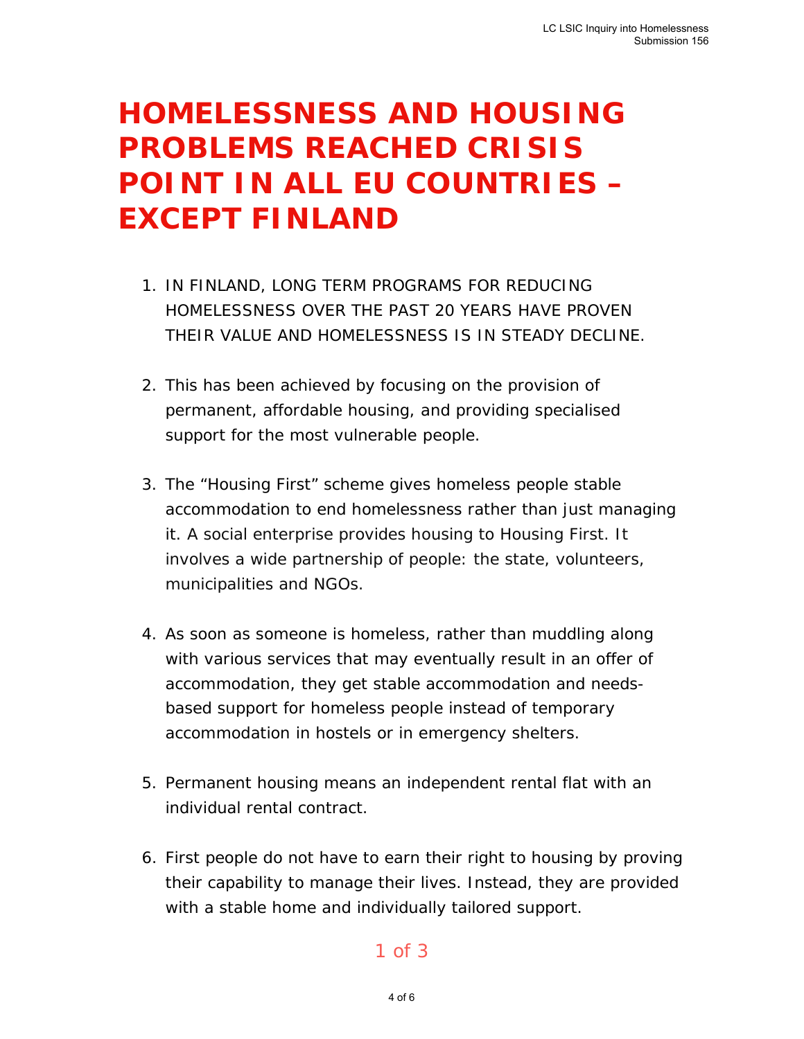# HOMELESSNESS AND HOUSING PROBLEMS REACHED CRISIS POINT IN ALL EU COUNTRIES – EXCEPT FINLAND

1. IN FINLAND, LONG TERM PROGRAMS FOR REDUCING HOMELESSNESS OVER THE PAST 20 YEARS HAVE PROVEN THEIR VALUE AND HOMELESSNESS IS IN STEADY DECLINE.

2. This has been achieved by focusing on the provision of permanent, affordable housing, and providing specialised support for the most vulnerable people.

3. The "Housing First" scheme gives homeless people stable accommodation to end homelessness rather than just managing it. A social enterprise provides housing to Housing First. It involves a wide partnership of people: the state, volunteers, municipalities and NGOs.

4. As soon as someone is homeless, rather than muddling along with various services that may eventually result in an offer of accommodation, they get stable accommodation and needs-based support for homeless people instead of temporary accommodation in hostels or in emergency shelters.

5. Permanent housing means an independent rental flat with an individual rental contract.

6. First people do not have to earn their right to housing by proving their capability to manage their lives. Instead, they are provided with a stable home and individually tailored support.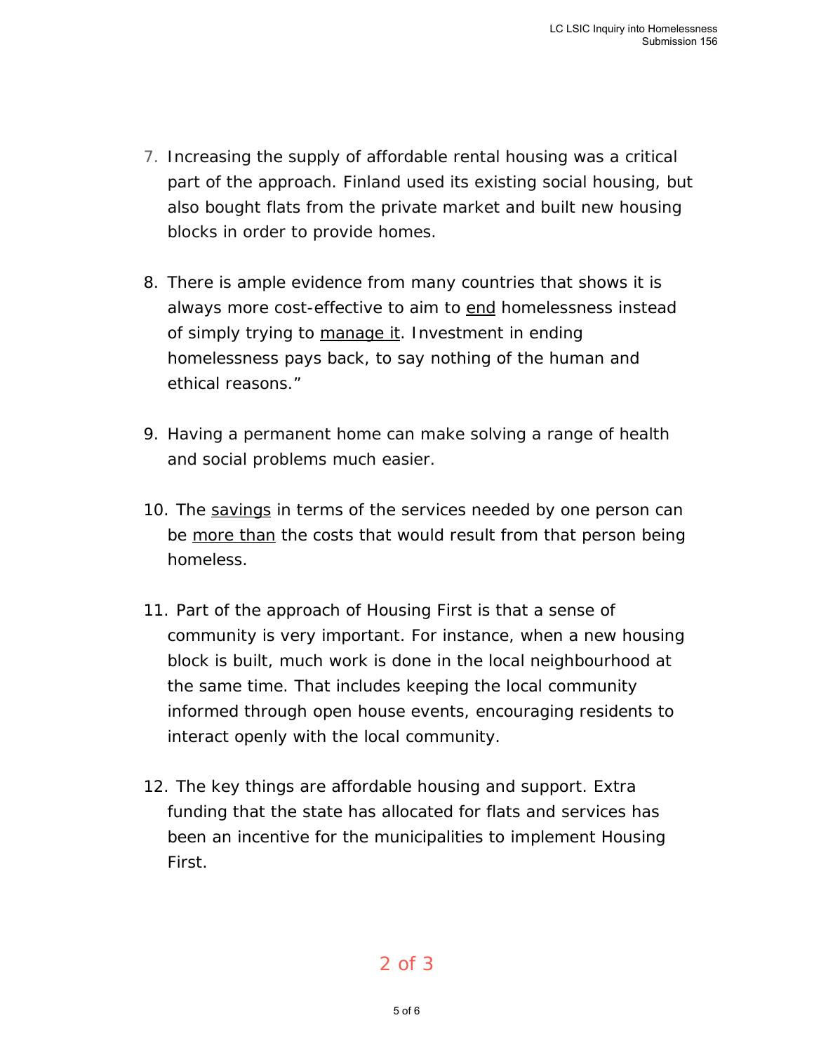7. Increasing the supply of affordable rental housing was a critical part of the approach. Finland used its existing social housing, but also bought flats from the private market and built new housing blocks in order to provide homes.

8. There is ample evidence from many countries that shows it is always more cost-effective to aim to <u>end</u> homelessness instead of simply trying to <u>manage it</u>. Investment in ending homelessness pays back, to say nothing of the human and ethical reasons."

9. Having a permanent home can make solving a range of health and social problems much easier.

10. The <u>savings</u> in terms of the services needed by one person can be <u>more than</u> the costs that would result from that person being homeless.

11. Part of the approach of Housing First is that a sense of community is very important. For instance, when a new housing block is built, much work is done in the local neighbourhood at the same time. That includes keeping the local community informed through open house events, encouraging residents to interact openly with the local community.

12. The key things are affordable housing and support. Extra funding that the state has allocated for flats and services has been an incentive for the municipalities to implement Housing First.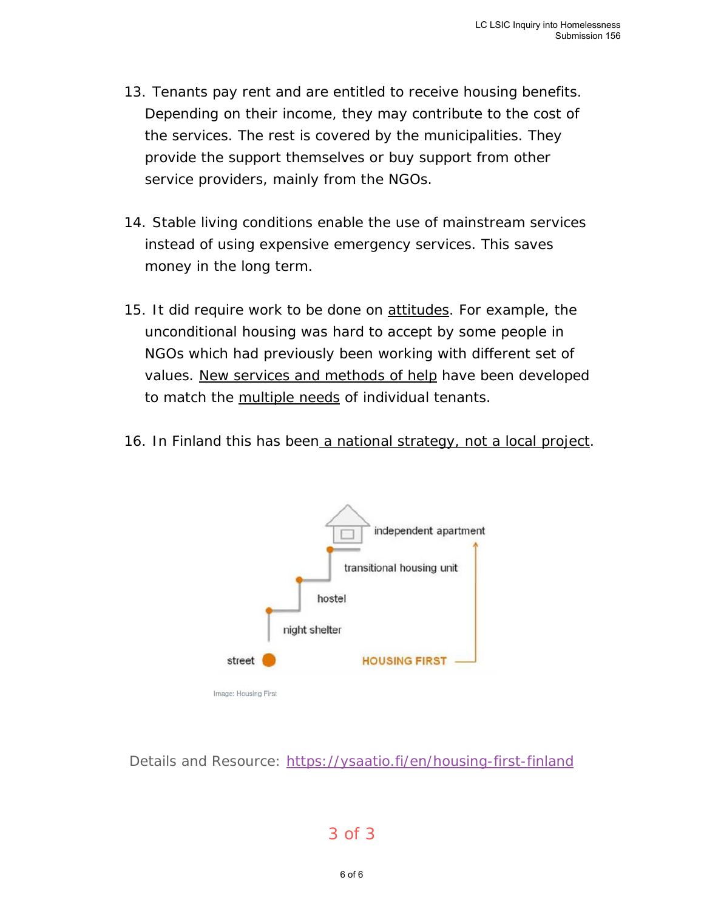13. Tenants pay rent and are entitled to receive housing benefits. Depending on their income, they may contribute to the cost of the services. The rest is covered by the municipalities. They provide the support themselves or buy support from other service providers, mainly from the NGOs.

14. Stable living conditions enable the use of mainstream services instead of using expensive emergency services. This saves money in the long term.

15. It did require work to be done on attitudes. For example, the unconditional housing was hard to accept by some people in NGOs which had previously been working with different set of values. New services and methods of help have been developed to match the multiple needs of individual tenants.

16. In Finland this has been a national strategy, not a local project.

independent apartment

transitional housing unit

hostel

night shelter

street

HOUSING FIRST

Image: Housing First

Details and Resource: https://ysaatio.fi/en/housing-first-finland